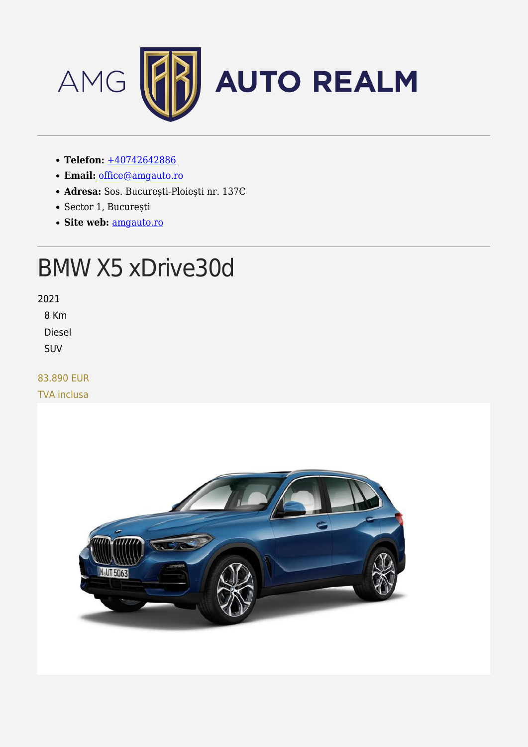AMG AUTO REALM

- **Telefon:** +40742642886
- **Email:** office@amgauto.ro
- **Adresa:** Sos. București-Ploiești nr. 137C
- Sector 1, București
- **Site web:** amgauto.ro

# BMW X5 xDrive30d

2021

8 Km

Diesel

SUV

83.890 EUR

TVA inclusa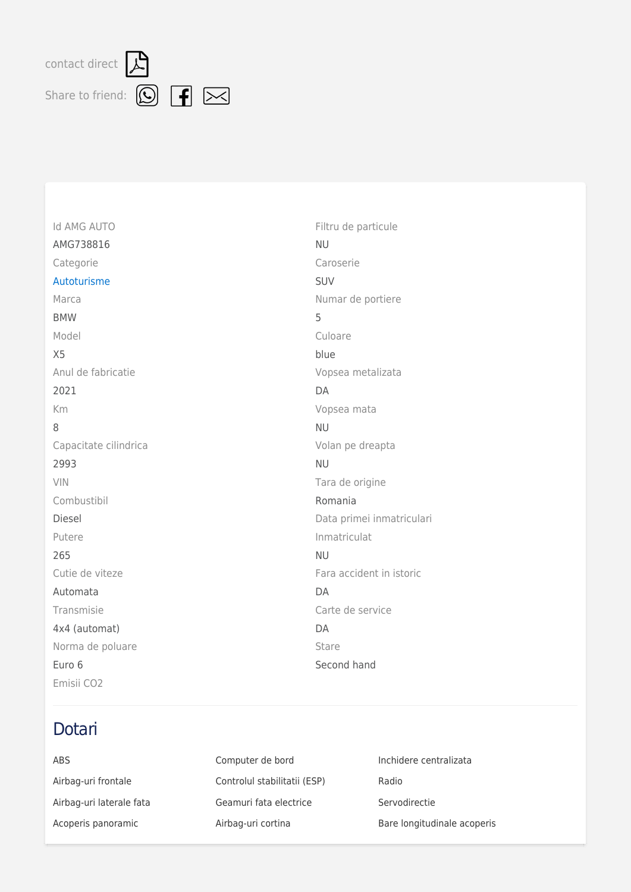contact direct

Share to friend:

| | |
|---|---|
| Id AMG AUTO | AMG738816 |
| Categorie | Autoturisme |
| Marca | BMW |
| Model | X5 |
| Anul de fabricatie | 2021 |
| Km | 8 |
| Capacitate cilindrica | 2993 |
| VIN | |
| Combustibil | Diesel |
| Putere | 265 |
| Cutie de viteze | Automata |
| Transmisie | 4x4 (automat) |
| Norma de poluare | Euro 6 |
| Emisii CO2 | |
| Filtru de particule | NU |
| Caroserie | SUV |
| Numar de portiere | 5 |
| Culoare | blue |
| Vopsea metalizata | DA |
| Vopsea mata | NU |
| Volan pe dreapta | NU |
| Tara de origine | Romania |
| Data primei inmatriculari | |
| Inmatriculat | NU |
| Fara accident in istoric | DA |
| Carte de service | DA |
| Stare | Second hand |

## Dotari

- ABS
- Airbag-uri frontale
- Airbag-uri laterale fata
- Acoperis panoramic
- Computer de bord
- Controlul stabilitatii (ESP)
- Geamuri fata electrice
- Airbag-uri cortina
- Inchidere centralizata
- Radio
- Servodirectie
- Bare longitudinale acoperis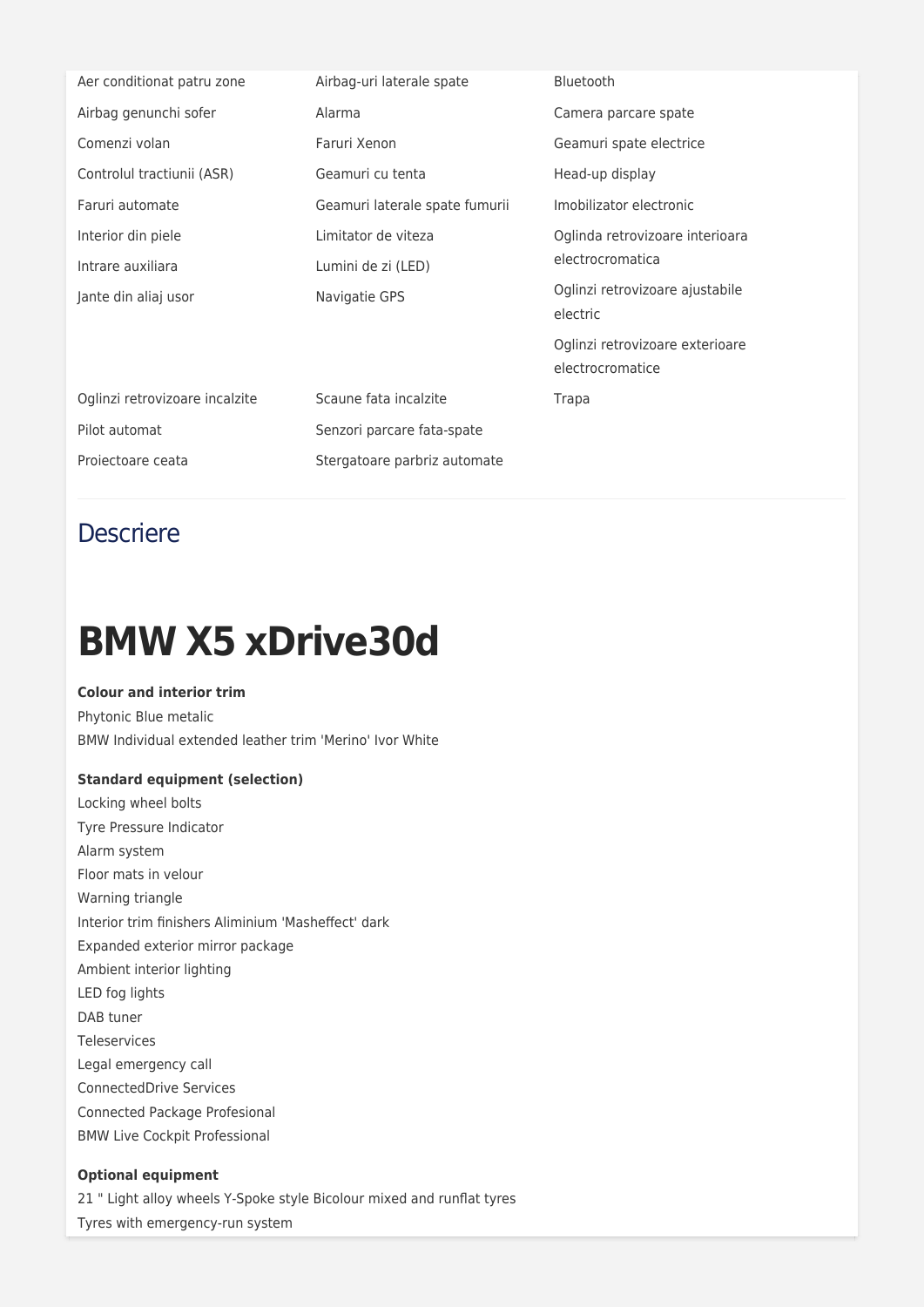- Aer conditionat patru zone
- Airbag genunchi sofer
- Comenzi volan
- Controlul tractiunii (ASR)
- Faruri automate
- Interior din piele
- Intrare auxiliara
- Jante din aliaj usor
- Airbag-uri laterale spate
- Alarma
- Faruri Xenon
- Geamuri cu tenta
- Geamuri laterale spate fumurii
- Limitator de viteza
- Lumini de zi (LED)
- Navigatie GPS
- Bluetooth
- Camera parcare spate
- Geamuri spate electrice
- Head-up display
- Imobilizator electronic
- Oglinda retrovizoare interioara electrocromatica
- Oglinzi retrovizoare ajustabile electric
- Oglinzi retrovizoare exterioare electrocromatice
- Oglinzi retrovizoare incalzite
- Pilot automat
- Proiectoare ceata
- Scaune fata incalzite
- Senzori parcare fata-spate
- Stergatoare parbriz automate
- Trapa

## Descriere

# BMW X5 xDrive30d

**Colour and interior trim**

Phytonic Blue metalic
BMW Individual extended leather trim 'Merino' Ivor White

**Standard equipment (selection)**

Locking wheel bolts
Tyre Pressure Indicator
Alarm system
Floor mats in velour
Warning triangle
Interior trim finishers Aliminium 'Masheffect' dark
Expanded exterior mirror package
Ambient interior lighting
LED fog lights
DAB tuner
Teleservices
Legal emergency call
ConnectedDrive Services
Connected Package Profesional
BMW Live Cockpit Professional

**Optional equipment**

21 " Light alloy wheels Y-Spoke style Bicolour mixed and runflat tyres
Tyres with emergency-run system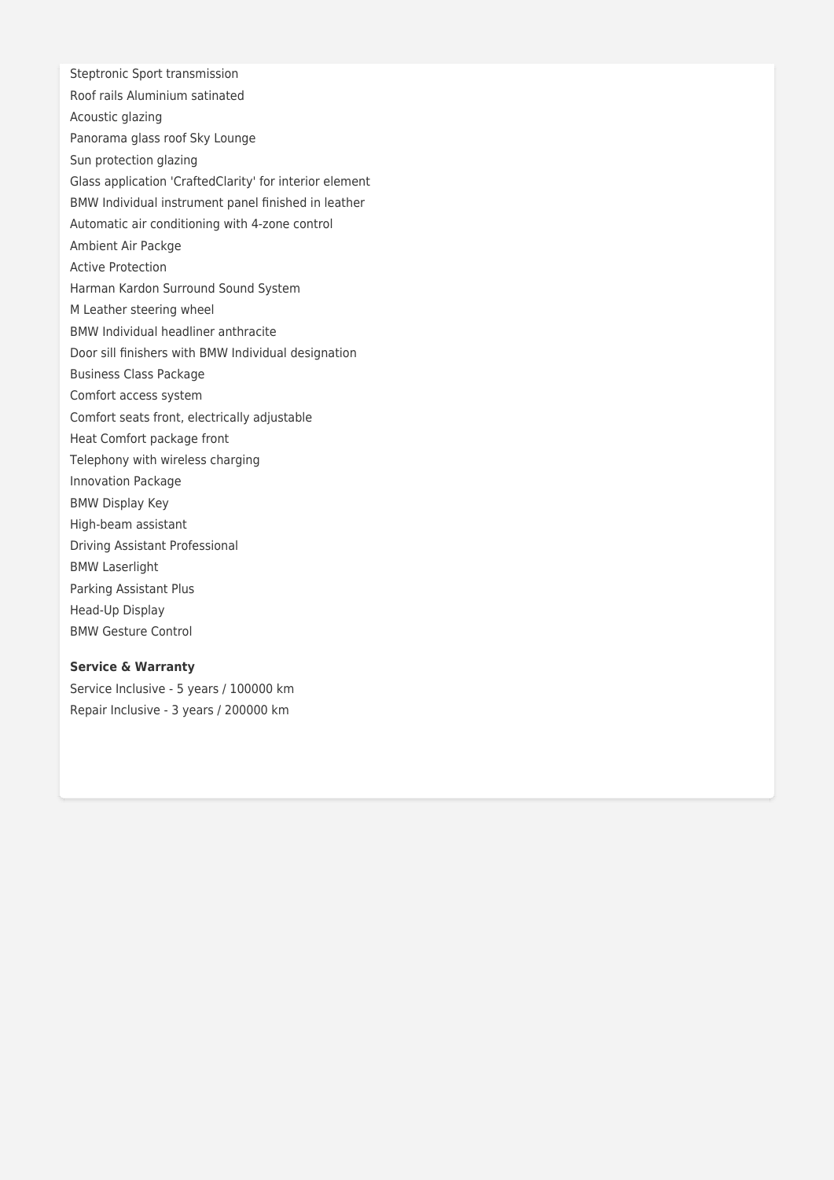Steptronic Sport transmission
Roof rails Aluminium satinated
Acoustic glazing
Panorama glass roof Sky Lounge
Sun protection glazing
Glass application 'CraftedClarity' for interior element
BMW Individual instrument panel finished in leather
Automatic air conditioning with 4-zone control
Ambient Air Packge
Active Protection
Harman Kardon Surround Sound System
M Leather steering wheel
BMW Individual headliner anthracite
Door sill finishers with BMW Individual designation
Business Class Package
Comfort access system
Comfort seats front, electrically adjustable
Heat Comfort package front
Telephony with wireless charging
Innovation Package
BMW Display Key
High-beam assistant
Driving Assistant Professional
BMW Laserlight
Parking Assistant Plus
Head-Up Display
BMW Gesture Control

**Service & Warranty**

Service Inclusive - 5 years / 100000 km
Repair Inclusive - 3 years / 200000 km